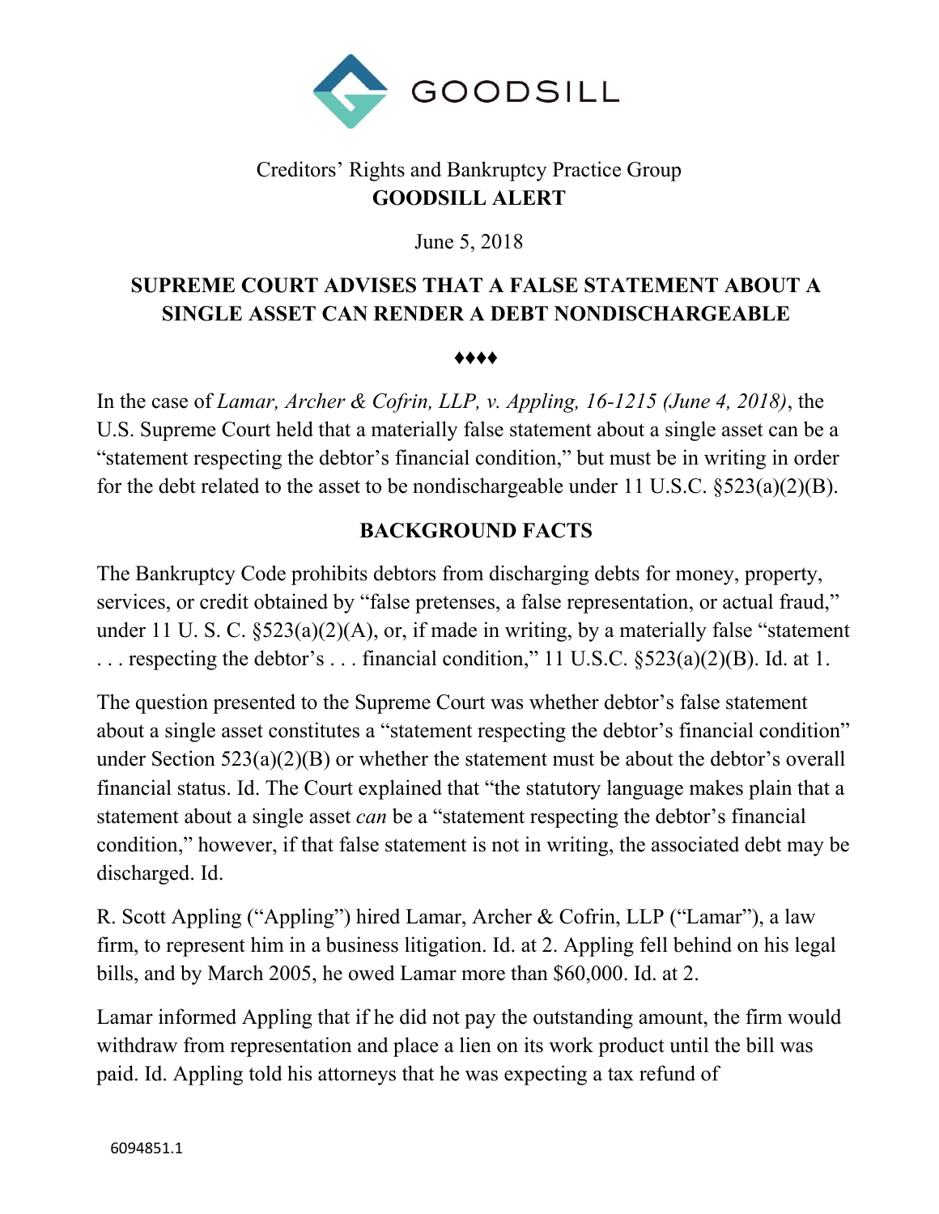GOODSILL

Creditors' Rights and Bankruptcy Practice Group

**GOODSILL ALERT**

June 5, 2018

## SUPREME COURT ADVISES THAT A FALSE STATEMENT ABOUT A SINGLE ASSET CAN RENDER A DEBT NONDISCHARGEABLE

♦♦♦♦

In the case of *Lamar, Archer & Cofrin, LLP, v. Appling, 16-1215 (June 4, 2018)*, the U.S. Supreme Court held that a materially false statement about a single asset can be a "statement respecting the debtor's financial condition," but must be in writing in order for the debt related to the asset to be nondischargeable under 11 U.S.C. §523(a)(2)(B).

## BACKGROUND FACTS

The Bankruptcy Code prohibits debtors from discharging debts for money, property, services, or credit obtained by "false pretenses, a false representation, or actual fraud," under 11 U. S. C. §523(a)(2)(A), or, if made in writing, by a materially false "statement . . . respecting the debtor's . . . financial condition," 11 U.S.C. §523(a)(2)(B). Id. at 1.

The question presented to the Supreme Court was whether debtor's false statement about a single asset constitutes a "statement respecting the debtor's financial condition" under Section 523(a)(2)(B) or whether the statement must be about the debtor's overall financial status. Id. The Court explained that "the statutory language makes plain that a statement about a single asset *can* be a "statement respecting the debtor's financial condition," however, if that false statement is not in writing, the associated debt may be discharged. Id.

R. Scott Appling ("Appling") hired Lamar, Archer & Cofrin, LLP ("Lamar"), a law firm, to represent him in a business litigation. Id. at 2. Appling fell behind on his legal bills, and by March 2005, he owed Lamar more than $60,000. Id. at 2.

Lamar informed Appling that if he did not pay the outstanding amount, the firm would withdraw from representation and place a lien on its work product until the bill was paid. Id. Appling told his attorneys that he was expecting a tax refund of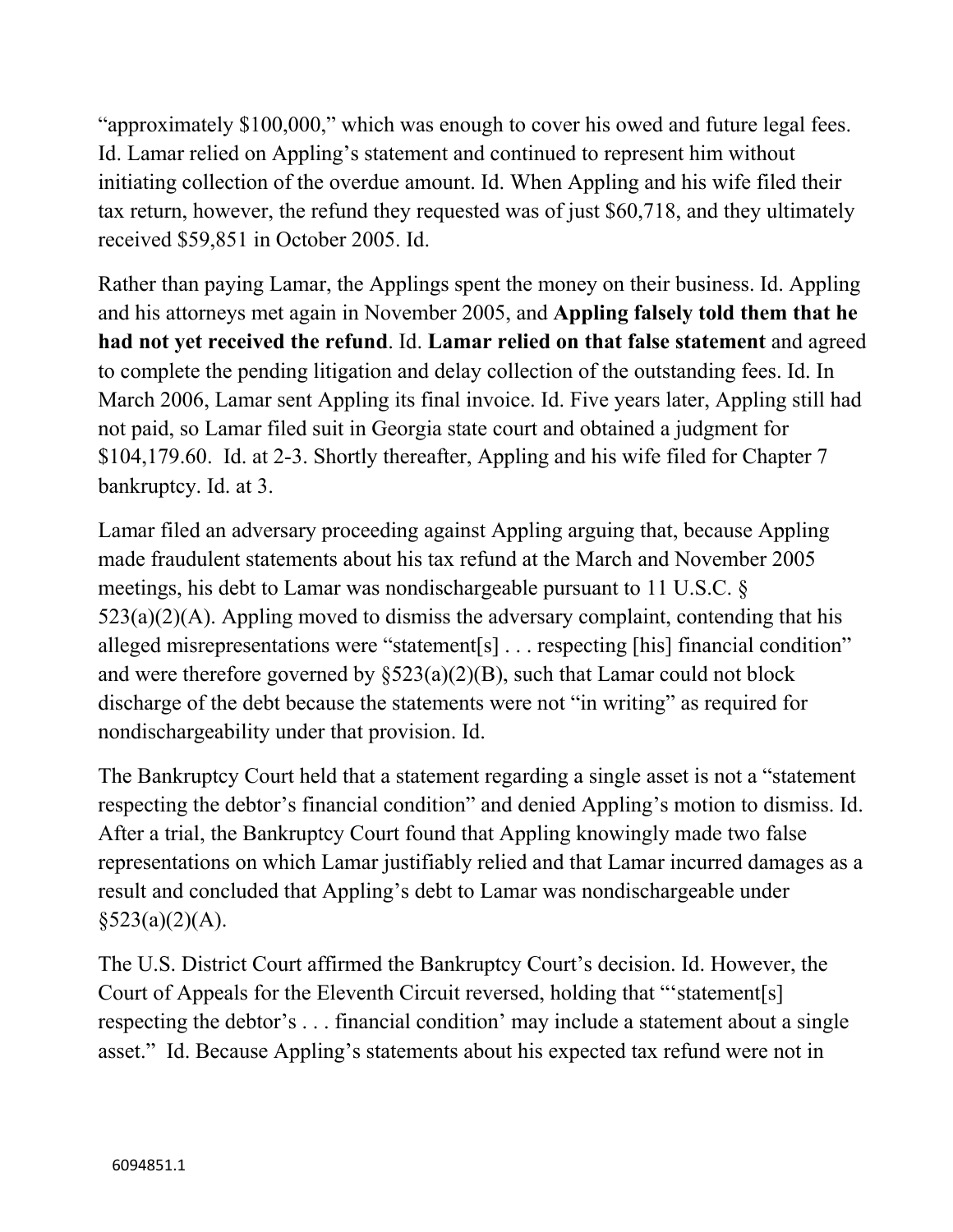"approximately $100,000," which was enough to cover his owed and future legal fees. Id. Lamar relied on Appling's statement and continued to represent him without initiating collection of the overdue amount. Id. When Appling and his wife filed their tax return, however, the refund they requested was of just $60,718, and they ultimately received $59,851 in October 2005. Id.

Rather than paying Lamar, the Applings spent the money on their business. Id. Appling and his attorneys met again in November 2005, and **Appling falsely told them that he had not yet received the refund**. Id. **Lamar relied on that false statement** and agreed to complete the pending litigation and delay collection of the outstanding fees. Id. In March 2006, Lamar sent Appling its final invoice. Id. Five years later, Appling still had not paid, so Lamar filed suit in Georgia state court and obtained a judgment for $104,179.60. Id. at 2-3. Shortly thereafter, Appling and his wife filed for Chapter 7 bankruptcy. Id. at 3.

Lamar filed an adversary proceeding against Appling arguing that, because Appling made fraudulent statements about his tax refund at the March and November 2005 meetings, his debt to Lamar was nondischargeable pursuant to 11 U.S.C. § 523(a)(2)(A). Appling moved to dismiss the adversary complaint, contending that his alleged misrepresentations were "statement[s] . . . respecting [his] financial condition" and were therefore governed by §523(a)(2)(B), such that Lamar could not block discharge of the debt because the statements were not "in writing" as required for nondischargeability under that provision. Id.

The Bankruptcy Court held that a statement regarding a single asset is not a "statement respecting the debtor's financial condition" and denied Appling's motion to dismiss. Id. After a trial, the Bankruptcy Court found that Appling knowingly made two false representations on which Lamar justifiably relied and that Lamar incurred damages as a result and concluded that Appling's debt to Lamar was nondischargeable under §523(a)(2)(A).

The U.S. District Court affirmed the Bankruptcy Court's decision. Id. However, the Court of Appeals for the Eleventh Circuit reversed, holding that "'statement[s] respecting the debtor's . . . financial condition' may include a statement about a single asset." Id. Because Appling's statements about his expected tax refund were not in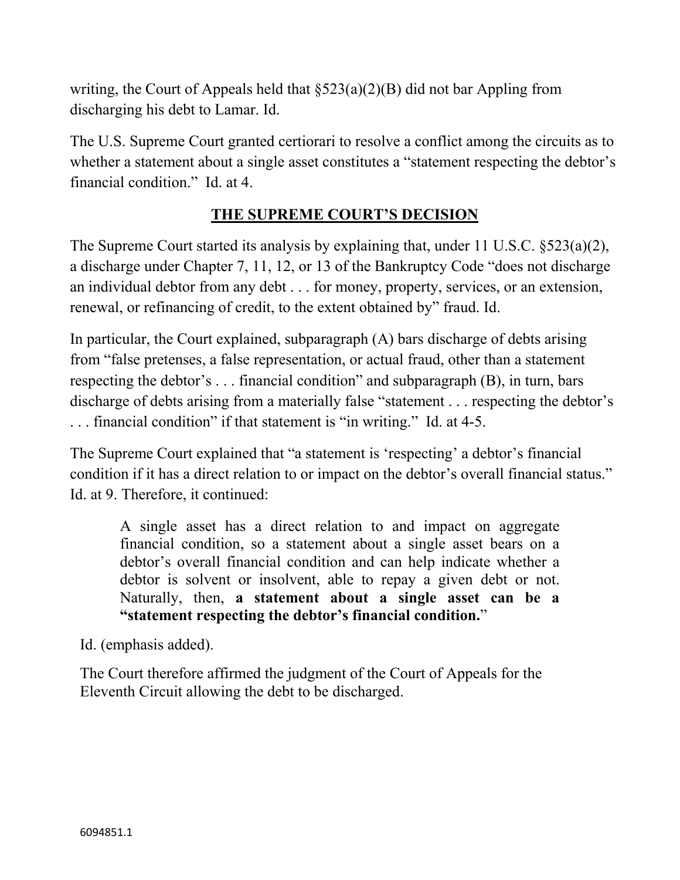writing, the Court of Appeals held that §523(a)(2)(B) did not bar Appling from discharging his debt to Lamar. Id.

The U.S. Supreme Court granted certiorari to resolve a conflict among the circuits as to whether a statement about a single asset constitutes a "statement respecting the debtor's financial condition." Id. at 4.

## THE SUPREME COURT'S DECISION

The Supreme Court started its analysis by explaining that, under 11 U.S.C. §523(a)(2), a discharge under Chapter 7, 11, 12, or 13 of the Bankruptcy Code "does not discharge an individual debtor from any debt . . . for money, property, services, or an extension, renewal, or refinancing of credit, to the extent obtained by" fraud. Id.

In particular, the Court explained, subparagraph (A) bars discharge of debts arising from "false pretenses, a false representation, or actual fraud, other than a statement respecting the debtor's . . . financial condition" and subparagraph (B), in turn, bars discharge of debts arising from a materially false "statement . . . respecting the debtor's . . . financial condition" if that statement is "in writing." Id. at 4-5.

The Supreme Court explained that "a statement is 'respecting' a debtor's financial condition if it has a direct relation to or impact on the debtor's overall financial status." Id. at 9. Therefore, it continued:

> A single asset has a direct relation to and impact on aggregate financial condition, so a statement about a single asset bears on a debtor's overall financial condition and can help indicate whether a debtor is solvent or insolvent, able to repay a given debt or not. Naturally, then, **a statement about a single asset can be a "statement respecting the debtor's financial condition.**"

Id. (emphasis added).

The Court therefore affirmed the judgment of the Court of Appeals for the Eleventh Circuit allowing the debt to be discharged.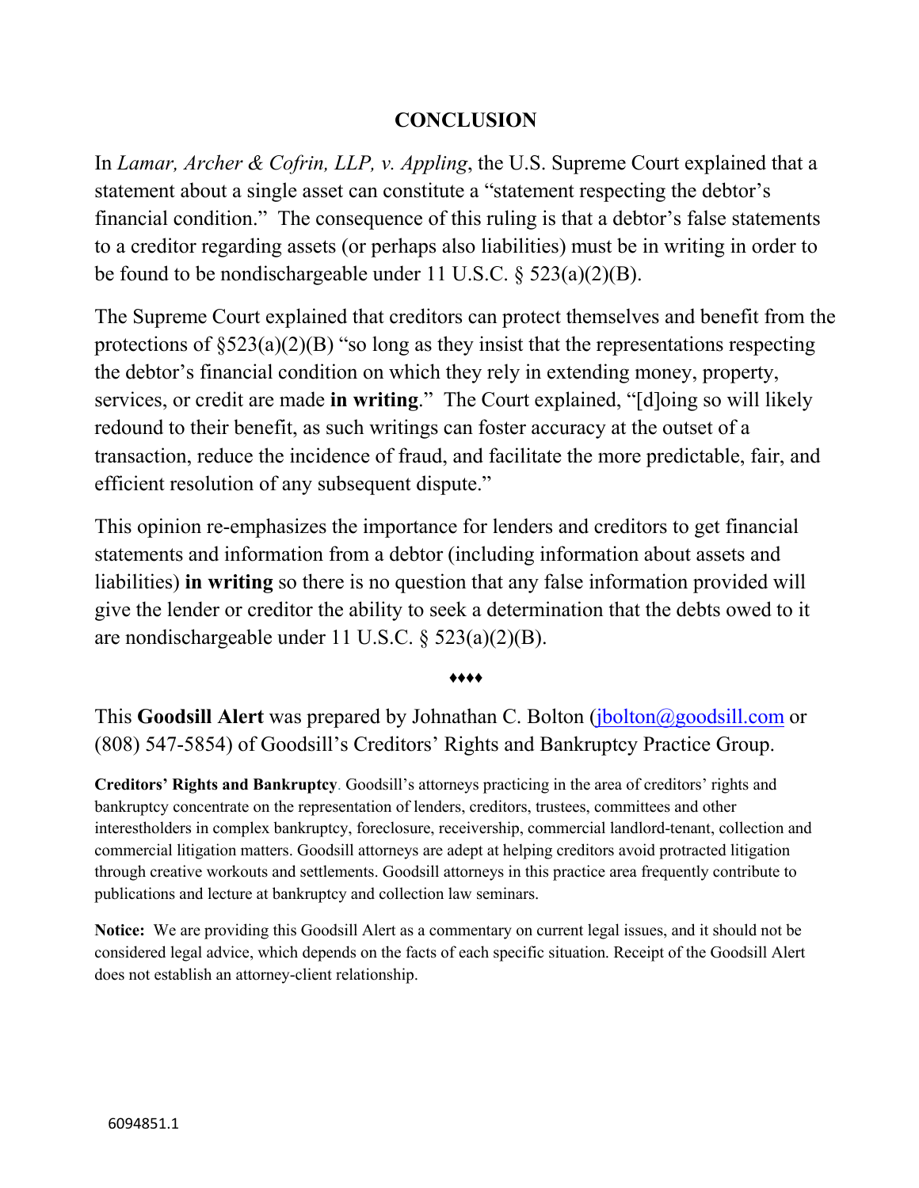## CONCLUSION

In *Lamar, Archer & Cofrin, LLP, v. Appling*, the U.S. Supreme Court explained that a statement about a single asset can constitute a "statement respecting the debtor's financial condition." The consequence of this ruling is that a debtor's false statements to a creditor regarding assets (or perhaps also liabilities) must be in writing in order to be found to be nondischargeable under 11 U.S.C. § 523(a)(2)(B).

The Supreme Court explained that creditors can protect themselves and benefit from the protections of §523(a)(2)(B) "so long as they insist that the representations respecting the debtor's financial condition on which they rely in extending money, property, services, or credit are made **in writing**." The Court explained, "[d]oing so will likely redound to their benefit, as such writings can foster accuracy at the outset of a transaction, reduce the incidence of fraud, and facilitate the more predictable, fair, and efficient resolution of any subsequent dispute."

This opinion re-emphasizes the importance for lenders and creditors to get financial statements and information from a debtor (including information about assets and liabilities) **in writing** so there is no question that any false information provided will give the lender or creditor the ability to seek a determination that the debts owed to it are nondischargeable under 11 U.S.C. § 523(a)(2)(B).

♦♦♦♦

This **Goodsill Alert** was prepared by Johnathan C. Bolton (jbolton@goodsill.com or (808) 547-5854) of Goodsill's Creditors' Rights and Bankruptcy Practice Group.

**Creditors' Rights and Bankruptcy**. Goodsill's attorneys practicing in the area of creditors' rights and bankruptcy concentrate on the representation of lenders, creditors, trustees, committees and other interestholders in complex bankruptcy, foreclosure, receivership, commercial landlord-tenant, collection and commercial litigation matters. Goodsill attorneys are adept at helping creditors avoid protracted litigation through creative workouts and settlements. Goodsill attorneys in this practice area frequently contribute to publications and lecture at bankruptcy and collection law seminars.

**Notice:** We are providing this Goodsill Alert as a commentary on current legal issues, and it should not be considered legal advice, which depends on the facts of each specific situation. Receipt of the Goodsill Alert does not establish an attorney-client relationship.

6094851.1